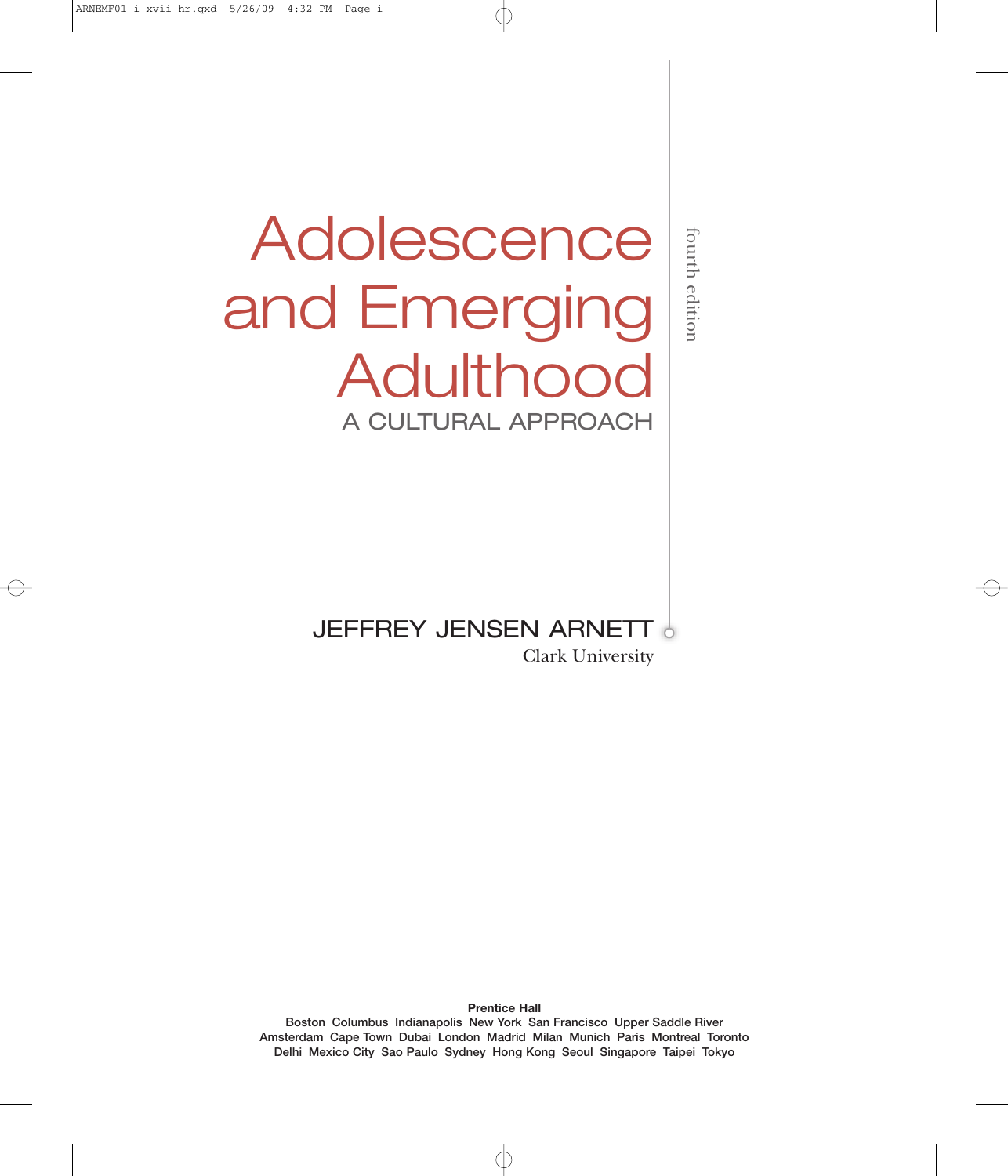# Adolescence and Emerging Adulthood

## A CULTURAL APPROACH

fourth edition

**JEFFREY JENSEN ARNETT**

Clark University

**Prentice Hall**

Boston Columbus Indianapolis New York San Francisco Upper Saddle River
Amsterdam Cape Town Dubai London Madrid Milan Munich Paris Montreal Toronto
Delhi Mexico City Sao Paulo Sydney Hong Kong Seoul Singapore Taipei Tokyo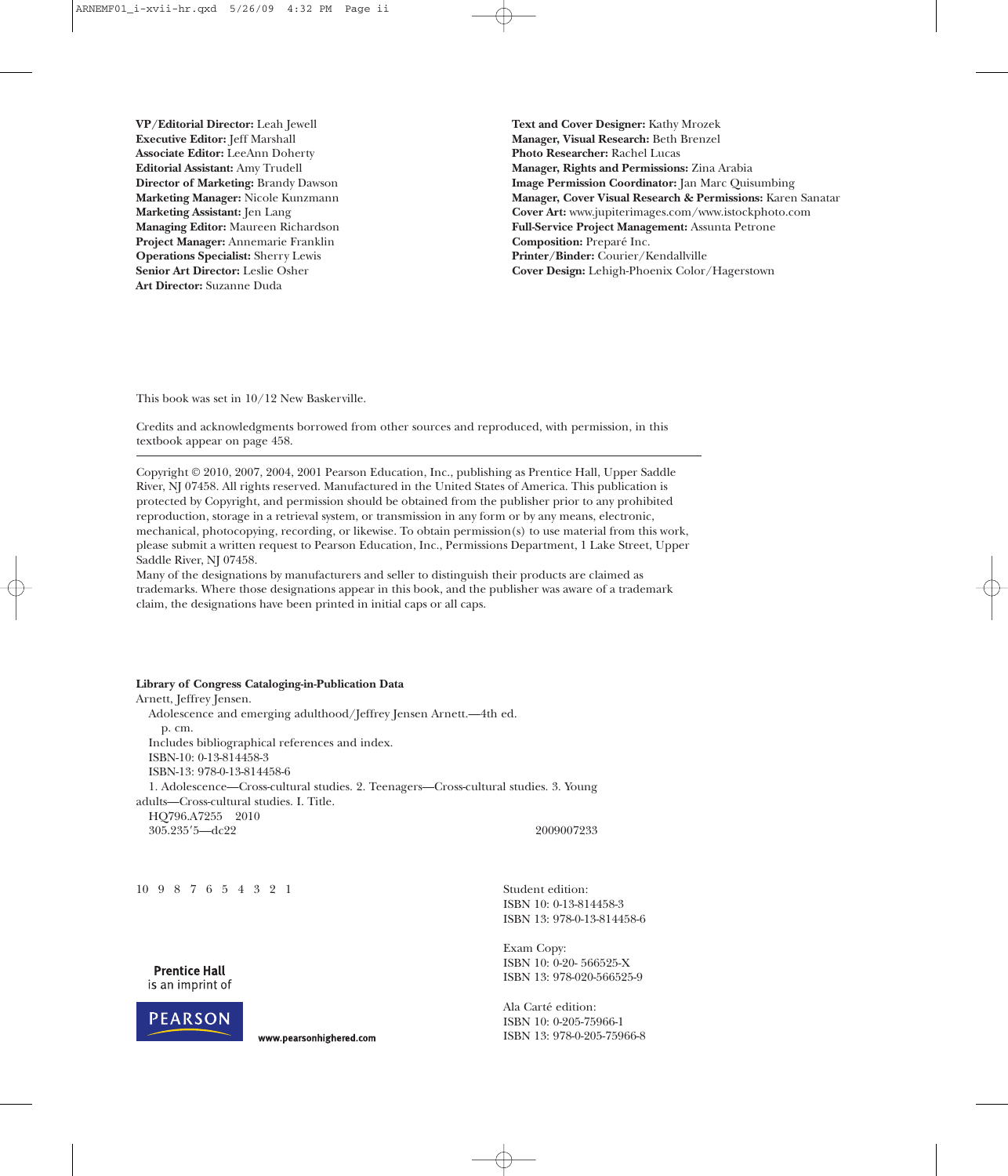**VP/Editorial Director:** Leah Jewell
**Executive Editor:** Jeff Marshall
**Associate Editor:** LeeAnn Doherty
**Editorial Assistant:** Amy Trudell
**Director of Marketing:** Brandy Dawson
**Marketing Manager:** Nicole Kunzmann
**Marketing Assistant:** Jen Lang
**Managing Editor:** Maureen Richardson
**Project Manager:** Annemarie Franklin
**Operations Specialist:** Sherry Lewis
**Senior Art Director:** Leslie Osher
**Art Director:** Suzanne Duda

**Text and Cover Designer:** Kathy Mrozek
**Manager, Visual Research:** Beth Brenzel
**Photo Researcher:** Rachel Lucas
**Manager, Rights and Permissions:** Zina Arabia
**Image Permission Coordinator:** Jan Marc Quisumbing
**Manager, Cover Visual Research & Permissions:** Karen Sanatar
**Cover Art:** www.jupiterimages.com/www.istockphoto.com
**Full-Service Project Management:** Assunta Petrone
**Composition:** Preparé Inc.
**Printer/Binder:** Courier/Kendallville
**Cover Design:** Lehigh-Phoenix Color/Hagerstown

This book was set in 10/12 New Baskerville.

Credits and acknowledgments borrowed from other sources and reproduced, with permission, in this textbook appear on page 458.

---

Copyright © 2010, 2007, 2004, 2001 Pearson Education, Inc., publishing as Prentice Hall, Upper Saddle River, NJ 07458. All rights reserved. Manufactured in the United States of America. This publication is protected by Copyright, and permission should be obtained from the publisher prior to any prohibited reproduction, storage in a retrieval system, or transmission in any form or by any means, electronic, mechanical, photocopying, recording, or likewise. To obtain permission(s) to use material from this work, please submit a written request to Pearson Education, Inc., Permissions Department, 1 Lake Street, Upper Saddle River, NJ 07458.
Many of the designations by manufacturers and seller to distinguish their products are claimed as trademarks. Where those designations appear in this book, and the publisher was aware of a trademark claim, the designations have been printed in initial caps or all caps.

**Library of Congress Cataloging-in-Publication Data**
Arnett, Jeffrey Jensen.
Adolescence and emerging adulthood/Jeffrey Jensen Arnett.—4th ed.
p. cm.
Includes bibliographical references and index.
ISBN-10: 0-13-814458-3
ISBN-13: 978-0-13-814458-6
1. Adolescence—Cross-cultural studies. 2. Teenagers—Cross-cultural studies. 3. Young adults—Cross-cultural studies. I. Title.
HQ796.A7255 2010
305.235′5—dc22 2009007233

10 9 8 7 6 5 4 3 2 1

Student edition:
ISBN 10: 0-13-814458-3
ISBN 13: 978-0-13-814458-6

Exam Copy:
ISBN 10: 0-20- 566525-X
ISBN 13: 978-020-566525-9

Ala Carté edition:
ISBN 10: 0-205-75966-1
ISBN 13: 978-0-205-75966-8

Prentice Hall
is an imprint of

PEARSON

www.pearsonhighered.com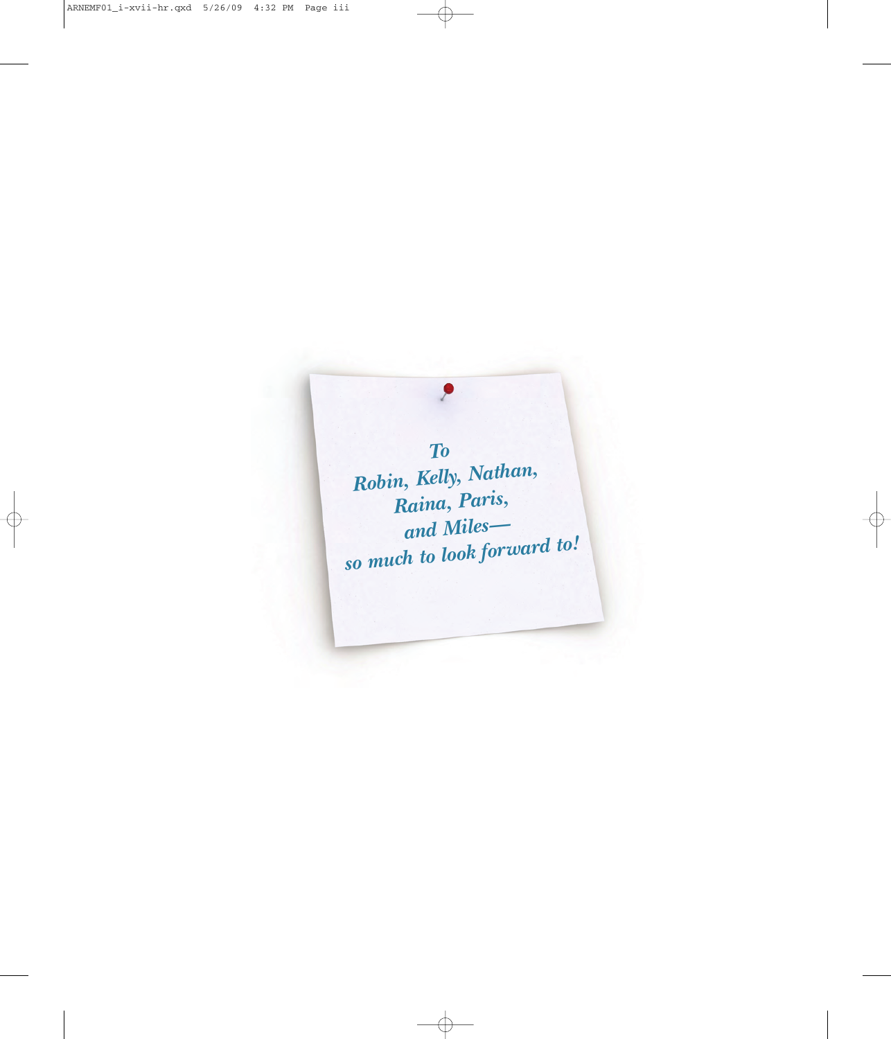*To*
*Robin, Kelly, Nathan,*
*Raina, Paris,*
*and Miles—*
*so much to look forward to!*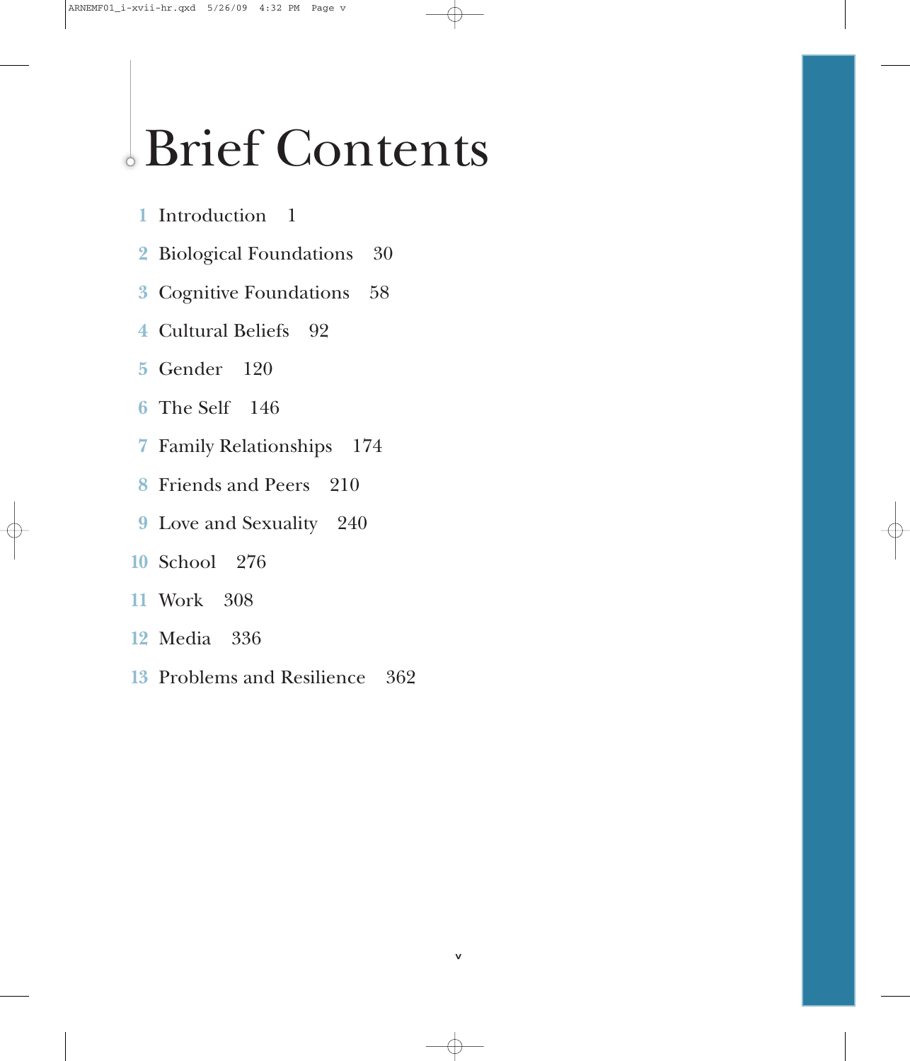# Brief Contents

1 Introduction 1

2 Biological Foundations 30

3 Cognitive Foundations 58

4 Cultural Beliefs 92

5 Gender 120

6 The Self 146

7 Family Relationships 174

8 Friends and Peers 210

9 Love and Sexuality 240

10 School 276

11 Work 308

12 Media 336

13 Problems and Resilience 362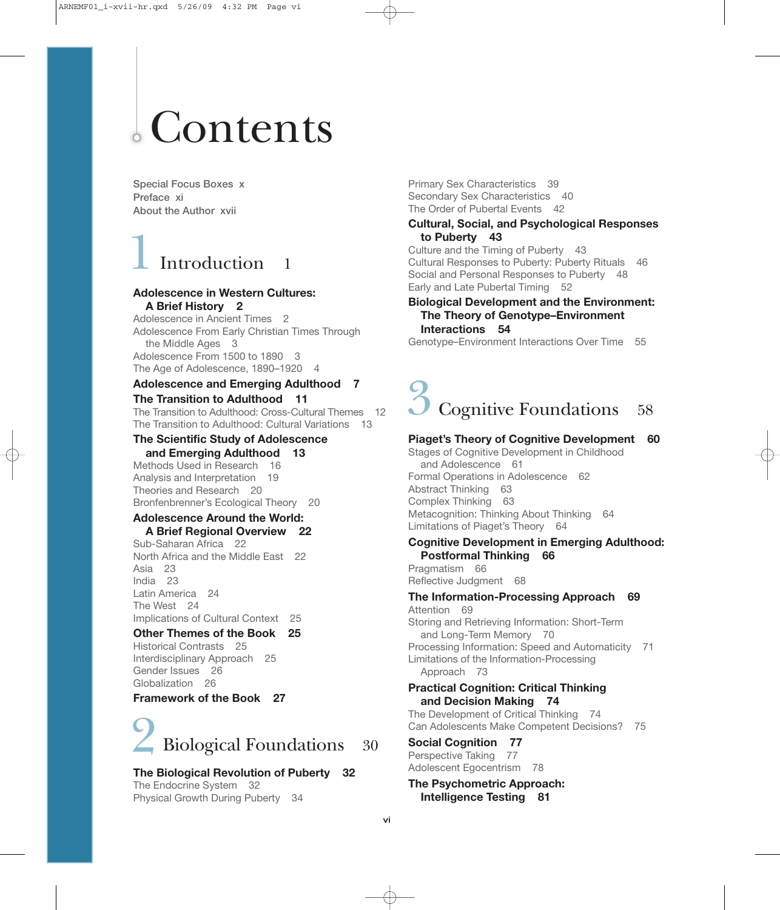# Contents

Special Focus Boxes x
Preface xi
About the Author xvii

## 1 Introduction 1

**Adolescence in Western Cultures: A Brief History 2**
Adolescence in Ancient Times 2
Adolescence From Early Christian Times Through the Middle Ages 3
Adolescence From 1500 to 1890 3
The Age of Adolescence, 1890–1920 4

**Adolescence and Emerging Adulthood 7**

**The Transition to Adulthood 11**
The Transition to Adulthood: Cross-Cultural Themes 12
The Transition to Adulthood: Cultural Variations 13

**The Scientific Study of Adolescence and Emerging Adulthood 13**
Methods Used in Research 16
Analysis and Interpretation 19
Theories and Research 20
Bronfenbrenner's Ecological Theory 20

**Adolescence Around the World: A Brief Regional Overview 22**
Sub-Saharan Africa 22
North Africa and the Middle East 22
Asia 23
India 23
Latin America 24
The West 24
Implications of Cultural Context 25

**Other Themes of the Book 25**
Historical Contrasts 25
Interdisciplinary Approach 25
Gender Issues 26
Globalization 26

**Framework of the Book 27**

## 2 Biological Foundations 30

**The Biological Revolution of Puberty 32**
The Endocrine System 32
Physical Growth During Puberty 34
Primary Sex Characteristics 39
Secondary Sex Characteristics 40
The Order of Pubertal Events 42

**Cultural, Social, and Psychological Responses to Puberty 43**
Culture and the Timing of Puberty 43
Cultural Responses to Puberty: Puberty Rituals 46
Social and Personal Responses to Puberty 48
Early and Late Pubertal Timing 52

**Biological Development and the Environment: The Theory of Genotype–Environment Interactions 54**
Genotype–Environment Interactions Over Time 55

## 3 Cognitive Foundations 58

**Piaget's Theory of Cognitive Development 60**
Stages of Cognitive Development in Childhood and Adolescence 61
Formal Operations in Adolescence 62
Abstract Thinking 63
Complex Thinking 63
Metacognition: Thinking About Thinking 64
Limitations of Piaget's Theory 64

**Cognitive Development in Emerging Adulthood: Postformal Thinking 66**
Pragmatism 66
Reflective Judgment 68

**The Information-Processing Approach 69**
Attention 69
Storing and Retrieving Information: Short-Term and Long-Term Memory 70
Processing Information: Speed and Automaticity 71
Limitations of the Information-Processing Approach 73

**Practical Cognition: Critical Thinking and Decision Making 74**
The Development of Critical Thinking 74
Can Adolescents Make Competent Decisions? 75

**Social Cognition 77**
Perspective Taking 77
Adolescent Egocentrism 78

**The Psychometric Approach: Intelligence Testing 81**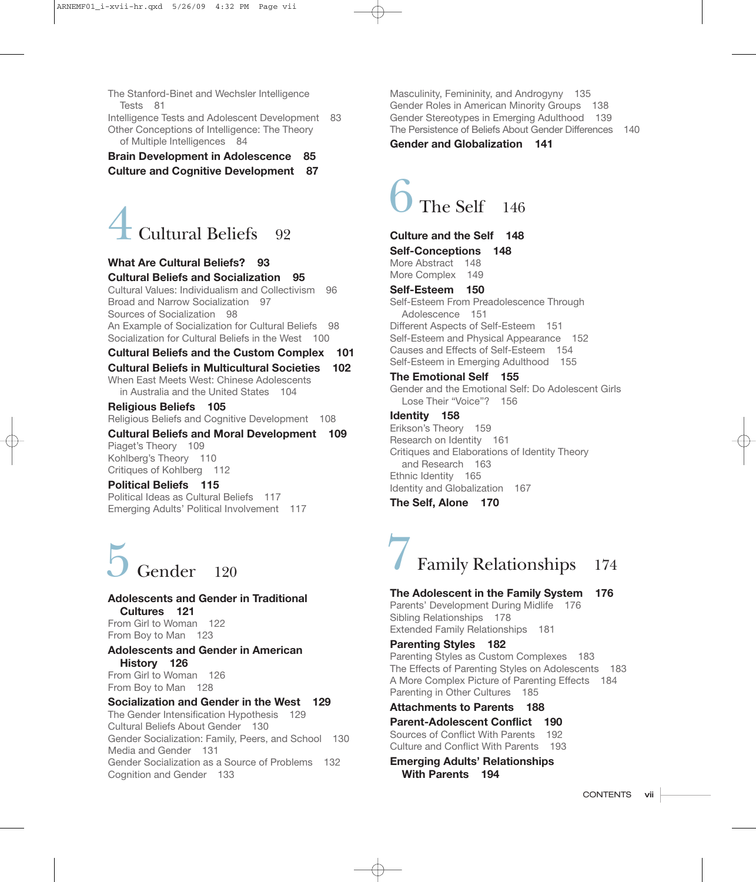The Stanford-Binet and Wechsler Intelligence Tests 81
Intelligence Tests and Adolescent Development 83
Other Conceptions of Intelligence: The Theory of Multiple Intelligences 84

**Brain Development in Adolescence 85**

**Culture and Cognitive Development 87**

# 4 Cultural Beliefs 92

**What Are Cultural Beliefs? 93**

**Cultural Beliefs and Socialization 95**
Cultural Values: Individualism and Collectivism 96
Broad and Narrow Socialization 97
Sources of Socialization 98
An Example of Socialization for Cultural Beliefs 98
Socialization for Cultural Beliefs in the West 100

**Cultural Beliefs and the Custom Complex 101**

**Cultural Beliefs in Multicultural Societies 102**
When East Meets West: Chinese Adolescents in Australia and the United States 104

**Religious Beliefs 105**
Religious Beliefs and Cognitive Development 108

**Cultural Beliefs and Moral Development 109**
Piaget's Theory 109
Kohlberg's Theory 110
Critiques of Kohlberg 112

**Political Beliefs 115**
Political Ideas as Cultural Beliefs 117
Emerging Adults' Political Involvement 117

# 5 Gender 120

**Adolescents and Gender in Traditional Cultures 121**
From Girl to Woman 122
From Boy to Man 123

**Adolescents and Gender in American History 126**
From Girl to Woman 126
From Boy to Man 128

**Socialization and Gender in the West 129**
The Gender Intensification Hypothesis 129
Cultural Beliefs About Gender 130
Gender Socialization: Family, Peers, and School 130
Media and Gender 131
Gender Socialization as a Source of Problems 132
Cognition and Gender 133
Masculinity, Femininity, and Androgyny 135
Gender Roles in American Minority Groups 138
Gender Stereotypes in Emerging Adulthood 139
The Persistence of Beliefs About Gender Differences 140

**Gender and Globalization 141**

# 6 The Self 146

**Culture and the Self 148**

**Self-Conceptions 148**
More Abstract 148
More Complex 149

**Self-Esteem 150**
Self-Esteem From Preadolescence Through Adolescence 151
Different Aspects of Self-Esteem 151
Self-Esteem and Physical Appearance 152
Causes and Effects of Self-Esteem 154
Self-Esteem in Emerging Adulthood 155

**The Emotional Self 155**
Gender and the Emotional Self: Do Adolescent Girls Lose Their "Voice"? 156

**Identity 158**
Erikson's Theory 159
Research on Identity 161
Critiques and Elaborations of Identity Theory and Research 163
Ethnic Identity 165
Identity and Globalization 167

**The Self, Alone 170**

# 7 Family Relationships 174

**The Adolescent in the Family System 176**
Parents' Development During Midlife 176
Sibling Relationships 178
Extended Family Relationships 181

**Parenting Styles 182**
Parenting Styles as Custom Complexes 183
The Effects of Parenting Styles on Adolescents 183
A More Complex Picture of Parenting Effects 184
Parenting in Other Cultures 185

**Attachments to Parents 188**

**Parent-Adolescent Conflict 190**
Sources of Conflict With Parents 192
Culture and Conflict With Parents 193

**Emerging Adults' Relationships With Parents 194**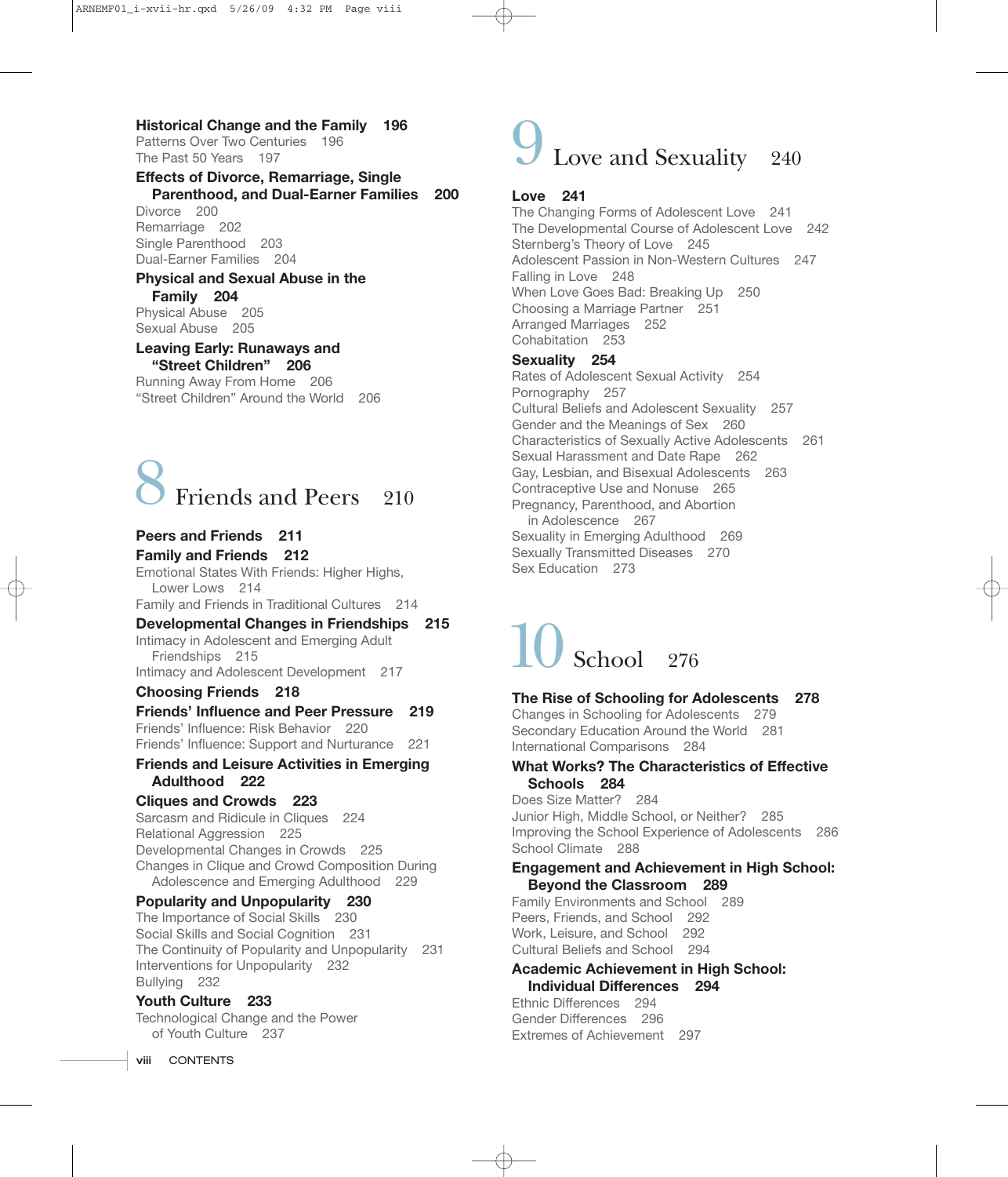**Historical Change and the Family** 196

Patterns Over Two Centuries 196

The Past 50 Years 197

**Effects of Divorce, Remarriage, Single Parenthood, and Dual-Earner Families** 200

Divorce 200

Remarriage 202

Single Parenthood 203

Dual-Earner Families 204

**Physical and Sexual Abuse in the Family** 204

Physical Abuse 205

Sexual Abuse 205

**Leaving Early: Runaways and "Street Children"** 206

Running Away From Home 206

"Street Children" Around the World 206

# 8 Friends and Peers 210

**Peers and Friends** 211

**Family and Friends** 212

Emotional States With Friends: Higher Highs, Lower Lows 214

Family and Friends in Traditional Cultures 214

**Developmental Changes in Friendships** 215

Intimacy in Adolescent and Emerging Adult Friendships 215

Intimacy and Adolescent Development 217

**Choosing Friends** 218

**Friends' Influence and Peer Pressure** 219

Friends' Influence: Risk Behavior 220

Friends' Influence: Support and Nurturance 221

**Friends and Leisure Activities in Emerging Adulthood** 222

**Cliques and Crowds** 223

Sarcasm and Ridicule in Cliques 224

Relational Aggression 225

Developmental Changes in Crowds 225

Changes in Clique and Crowd Composition During Adolescence and Emerging Adulthood 229

**Popularity and Unpopularity** 230

The Importance of Social Skills 230

Social Skills and Social Cognition 231

The Continuity of Popularity and Unpopularity 231

Interventions for Unpopularity 232

Bullying 232

**Youth Culture** 233

Technological Change and the Power of Youth Culture 237

# 9 Love and Sexuality 240

**Love** 241

The Changing Forms of Adolescent Love 241

The Developmental Course of Adolescent Love 242

Sternberg's Theory of Love 245

Adolescent Passion in Non-Western Cultures 247

Falling in Love 248

When Love Goes Bad: Breaking Up 250

Choosing a Marriage Partner 251

Arranged Marriages 252

Cohabitation 253

**Sexuality** 254

Rates of Adolescent Sexual Activity 254

Pornography 257

Cultural Beliefs and Adolescent Sexuality 257

Gender and the Meanings of Sex 260

Characteristics of Sexually Active Adolescents 261

Sexual Harassment and Date Rape 262

Gay, Lesbian, and Bisexual Adolescents 263

Contraceptive Use and Nonuse 265

Pregnancy, Parenthood, and Abortion in Adolescence 267

Sexuality in Emerging Adulthood 269

Sexually Transmitted Diseases 270

Sex Education 273

# 10 School 276

**The Rise of Schooling for Adolescents** 278

Changes in Schooling for Adolescents 279

Secondary Education Around the World 281

International Comparisons 284

**What Works? The Characteristics of Effective Schools** 284

Does Size Matter? 284

Junior High, Middle School, or Neither? 285

Improving the School Experience of Adolescents 286

School Climate 288

**Engagement and Achievement in High School: Beyond the Classroom** 289

Family Environments and School 289

Peers, Friends, and School 292

Work, Leisure, and School 292

Cultural Beliefs and School 294

**Academic Achievement in High School: Individual Differences** 294

Ethnic Differences 294

Gender Differences 296

Extremes of Achievement 297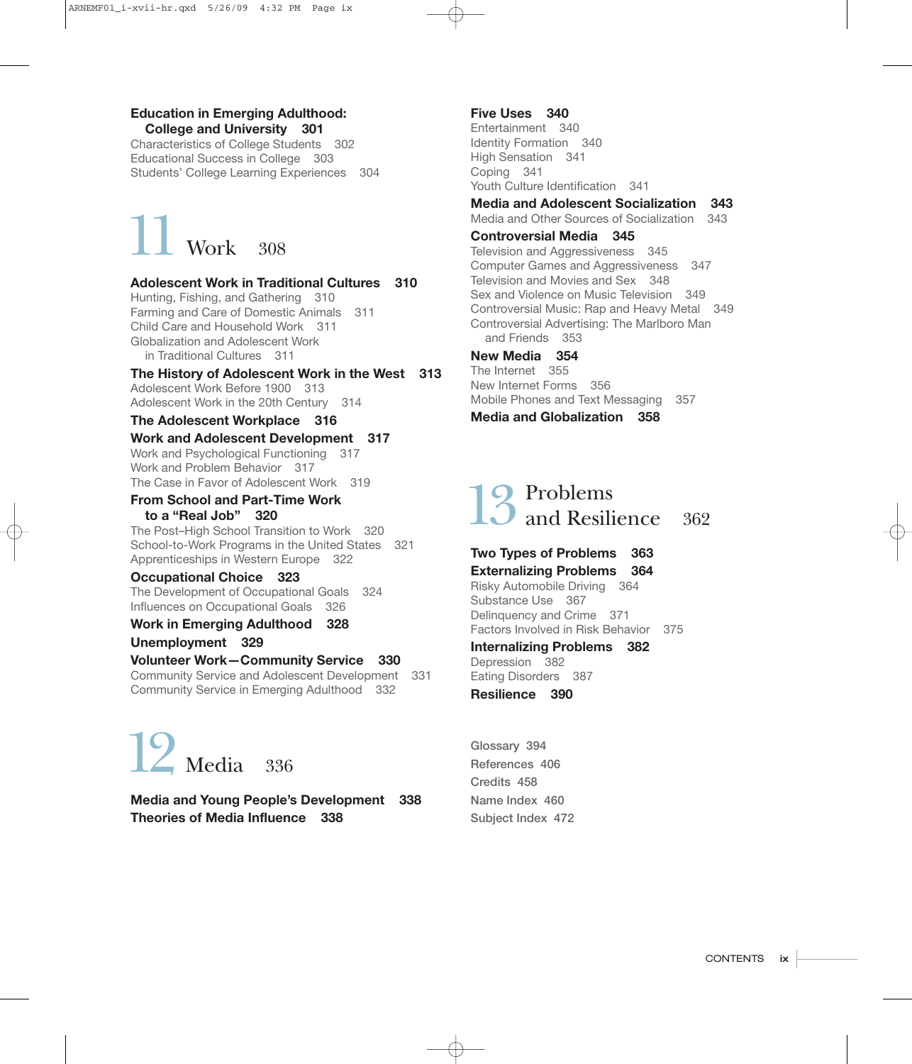**Education in Emerging Adulthood: College and University 301**

Characteristics of College Students 302
Educational Success in College 303
Students' College Learning Experiences 304

# 11 Work 308

**Adolescent Work in Traditional Cultures 310**

Hunting, Fishing, and Gathering 310
Farming and Care of Domestic Animals 311
Child Care and Household Work 311
Globalization and Adolescent Work in Traditional Cultures 311

**The History of Adolescent Work in the West 313**

Adolescent Work Before 1900 313
Adolescent Work in the 20th Century 314

**The Adolescent Workplace 316**

**Work and Adolescent Development 317**

Work and Psychological Functioning 317
Work and Problem Behavior 317
The Case in Favor of Adolescent Work 319

**From School and Part-Time Work to a "Real Job" 320**

The Post–High School Transition to Work 320
School-to-Work Programs in the United States 321
Apprenticeships in Western Europe 322

**Occupational Choice 323**

The Development of Occupational Goals 324
Influences on Occupational Goals 326

**Work in Emerging Adulthood 328**

**Unemployment 329**

**Volunteer Work—Community Service 330**

Community Service and Adolescent Development 331
Community Service in Emerging Adulthood 332

# 12 Media 336

**Media and Young People's Development 338**

**Theories of Media Influence 338**

**Five Uses 340**

Entertainment 340
Identity Formation 340
High Sensation 341
Coping 341
Youth Culture Identification 341

**Media and Adolescent Socialization 343**

Media and Other Sources of Socialization 343

**Controversial Media 345**

Television and Aggressiveness 345
Computer Games and Aggressiveness 347
Television and Movies and Sex 348
Sex and Violence on Music Television 349
Controversial Music: Rap and Heavy Metal 349
Controversial Advertising: The Marlboro Man and Friends 353

**New Media 354**

The Internet 355
New Internet Forms 356
Mobile Phones and Text Messaging 357

**Media and Globalization 358**

# 13 Problems and Resilience 362

**Two Types of Problems 363**

**Externalizing Problems 364**

Risky Automobile Driving 364
Substance Use 367
Delinquency and Crime 371
Factors Involved in Risk Behavior 375

**Internalizing Problems 382**

Depression 382
Eating Disorders 387

**Resilience 390**

Glossary 394
References 406
Credits 458
Name Index 460
Subject Index 472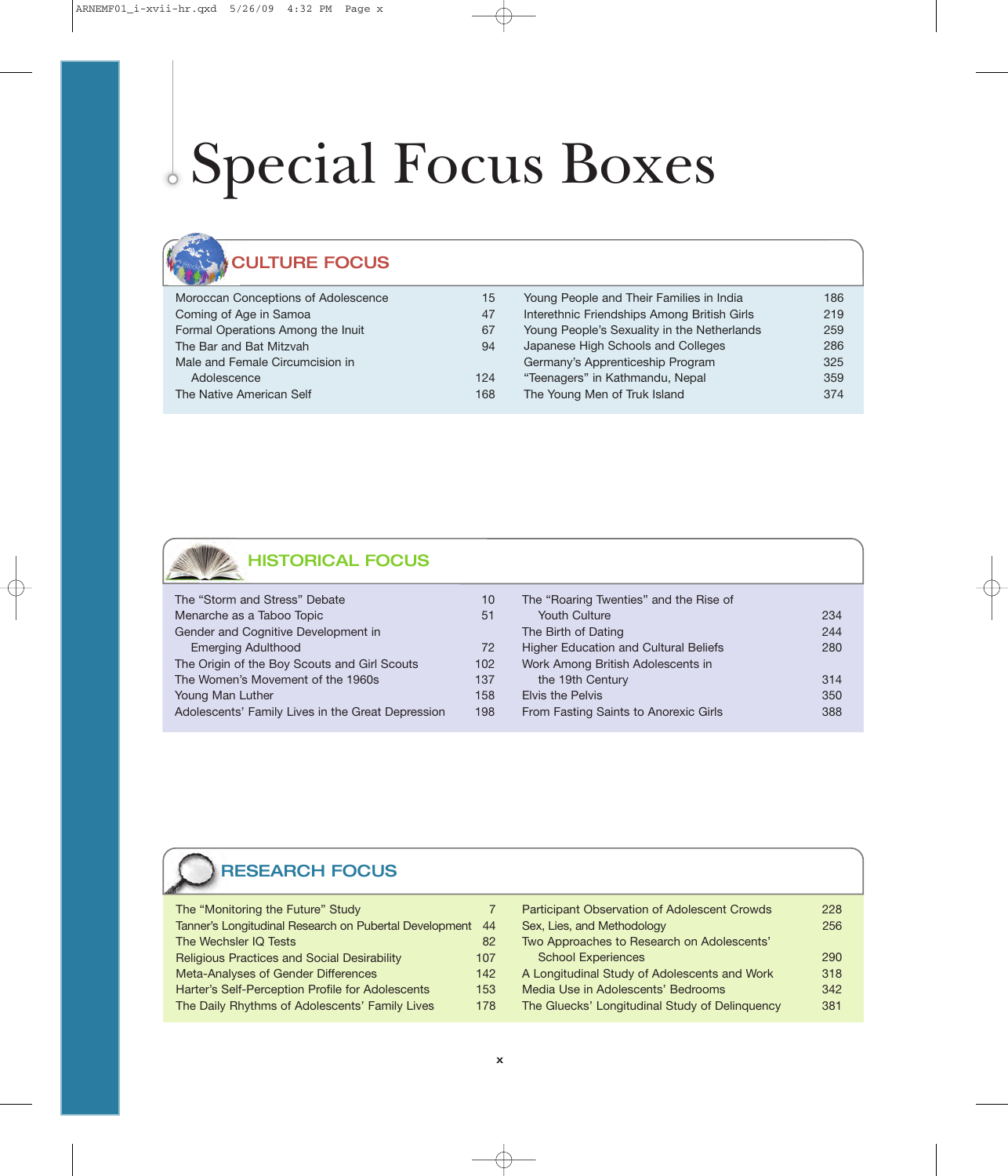# Special Focus Boxes

## CULTURE FOCUS

| | |
|---|---|
| Moroccan Conceptions of Adolescence | 15 |
| Coming of Age in Samoa | 47 |
| Formal Operations Among the Inuit | 67 |
| The Bar and Bat Mitzvah | 94 |
| Male and Female Circumcision in Adolescence | 124 |
| The Native American Self | 168 |
| Young People and Their Families in India | 186 |
| Interethnic Friendships Among British Girls | 219 |
| Young People's Sexuality in the Netherlands | 259 |
| Japanese High Schools and Colleges | 286 |
| Germany's Apprenticeship Program | 325 |
| "Teenagers" in Kathmandu, Nepal | 359 |
| The Young Men of Truk Island | 374 |

## HISTORICAL FOCUS

| | |
|---|---|
| The "Storm and Stress" Debate | 10 |
| Menarche as a Taboo Topic | 51 |
| Gender and Cognitive Development in Emerging Adulthood | 72 |
| The Origin of the Boy Scouts and Girl Scouts | 102 |
| The Women's Movement of the 1960s | 137 |
| Young Man Luther | 158 |
| Adolescents' Family Lives in the Great Depression | 198 |
| The "Roaring Twenties" and the Rise of Youth Culture | 234 |
| The Birth of Dating | 244 |
| Higher Education and Cultural Beliefs | 280 |
| Work Among British Adolescents in the 19th Century | 314 |
| Elvis the Pelvis | 350 |
| From Fasting Saints to Anorexic Girls | 388 |

## RESEARCH FOCUS

| | |
|---|---|
| The "Monitoring the Future" Study | 7 |
| Tanner's Longitudinal Research on Pubertal Development | 44 |
| The Wechsler IQ Tests | 82 |
| Religious Practices and Social Desirability | 107 |
| Meta-Analyses of Gender Differences | 142 |
| Harter's Self-Perception Profile for Adolescents | 153 |
| The Daily Rhythms of Adolescents' Family Lives | 178 |
| Participant Observation of Adolescent Crowds | 228 |
| Sex, Lies, and Methodology | 256 |
| Two Approaches to Research on Adolescents' School Experiences | 290 |
| A Longitudinal Study of Adolescents and Work | 318 |
| Media Use in Adolescents' Bedrooms | 342 |
| The Gluecks' Longitudinal Study of Delinquency | 381 |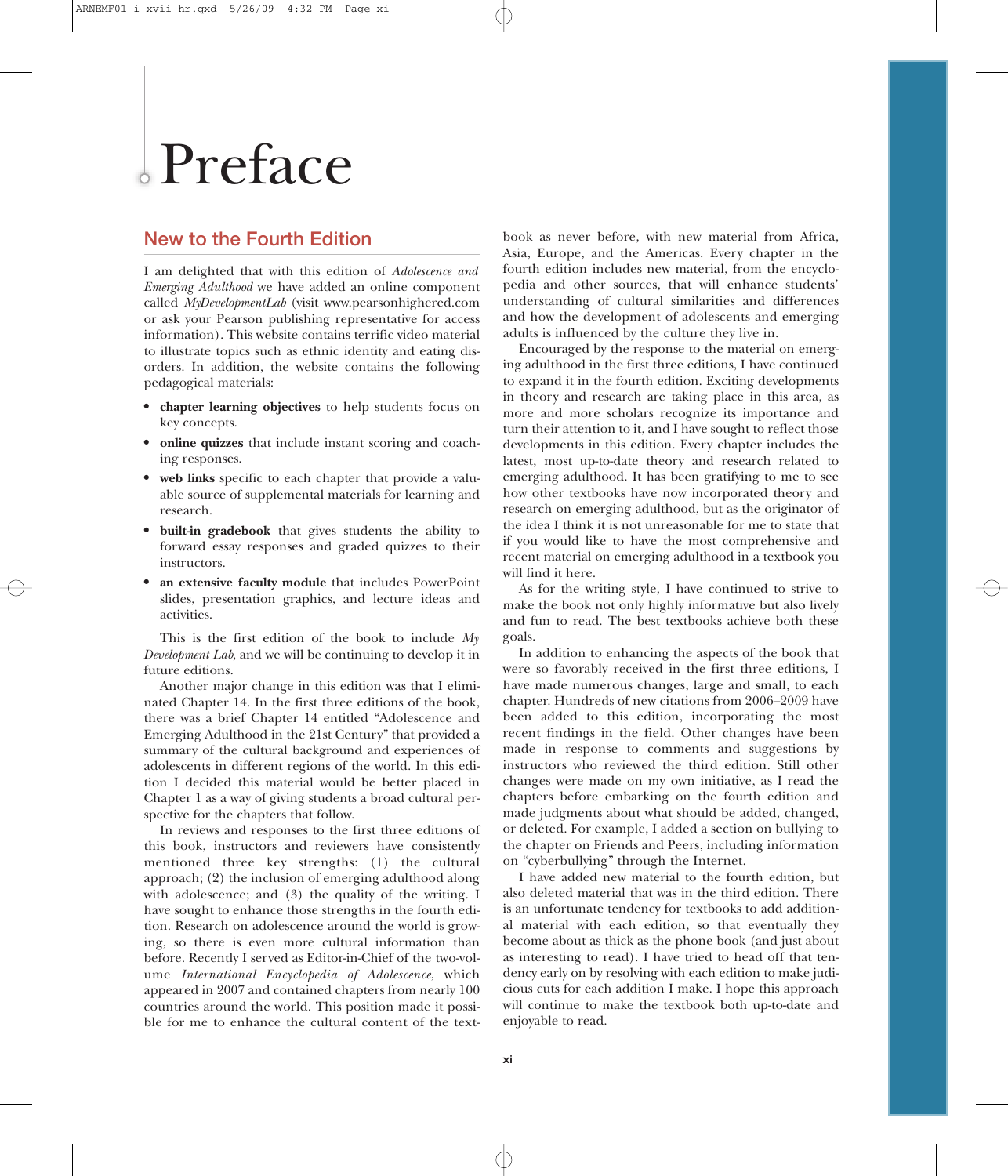# Preface

## New to the Fourth Edition

I am delighted that with this edition of *Adolescence and Emerging Adulthood* we have added an online component called *MyDevelopmentLab* (visit www.pearsonhighered.com or ask your Pearson publishing representative for access information). This website contains terrific video material to illustrate topics such as ethnic identity and eating disorders. In addition, the website contains the following pedagogical materials:

- **chapter learning objectives** to help students focus on key concepts.
- **online quizzes** that include instant scoring and coaching responses.
- **web links** specific to each chapter that provide a valuable source of supplemental materials for learning and research.
- **built-in gradebook** that gives students the ability to forward essay responses and graded quizzes to their instructors.
- **an extensive faculty module** that includes PowerPoint slides, presentation graphics, and lecture ideas and activities.

This is the first edition of the book to include *My Development Lab*, and we will be continuing to develop it in future editions.

Another major change in this edition was that I eliminated Chapter 14. In the first three editions of the book, there was a brief Chapter 14 entitled "Adolescence and Emerging Adulthood in the 21st Century" that provided a summary of the cultural background and experiences of adolescents in different regions of the world. In this edition I decided this material would be better placed in Chapter 1 as a way of giving students a broad cultural perspective for the chapters that follow.

In reviews and responses to the first three editions of this book, instructors and reviewers have consistently mentioned three key strengths: (1) the cultural approach; (2) the inclusion of emerging adulthood along with adolescence; and (3) the quality of the writing. I have sought to enhance those strengths in the fourth edition. Research on adolescence around the world is growing, so there is even more cultural information than before. Recently I served as Editor-in-Chief of the two-volume *International Encyclopedia of Adolescence*, which appeared in 2007 and contained chapters from nearly 100 countries around the world. This position made it possible for me to enhance the cultural content of the textbook as never before, with new material from Africa, Asia, Europe, and the Americas. Every chapter in the fourth edition includes new material, from the encyclopedia and other sources, that will enhance students' understanding of cultural similarities and differences and how the development of adolescents and emerging adults is influenced by the culture they live in.

Encouraged by the response to the material on emerging adulthood in the first three editions, I have continued to expand it in the fourth edition. Exciting developments in theory and research are taking place in this area, as more and more scholars recognize its importance and turn their attention to it, and I have sought to reflect those developments in this edition. Every chapter includes the latest, most up-to-date theory and research related to emerging adulthood. It has been gratifying to me to see how other textbooks have now incorporated theory and research on emerging adulthood, but as the originator of the idea I think it is not unreasonable for me to state that if you would like to have the most comprehensive and recent material on emerging adulthood in a textbook you will find it here.

As for the writing style, I have continued to strive to make the book not only highly informative but also lively and fun to read. The best textbooks achieve both these goals.

In addition to enhancing the aspects of the book that were so favorably received in the first three editions, I have made numerous changes, large and small, to each chapter. Hundreds of new citations from 2006–2009 have been added to this edition, incorporating the most recent findings in the field. Other changes have been made in response to comments and suggestions by instructors who reviewed the third edition. Still other changes were made on my own initiative, as I read the chapters before embarking on the fourth edition and made judgments about what should be added, changed, or deleted. For example, I added a section on bullying to the chapter on Friends and Peers, including information on "cyberbullying" through the Internet.

I have added new material to the fourth edition, but also deleted material that was in the third edition. There is an unfortunate tendency for textbooks to add additional material with each edition, so that eventually they become about as thick as the phone book (and just about as interesting to read). I have tried to head off that tendency early on by resolving with each edition to make judicious cuts for each addition I make. I hope this approach will continue to make the textbook both up-to-date and enjoyable to read.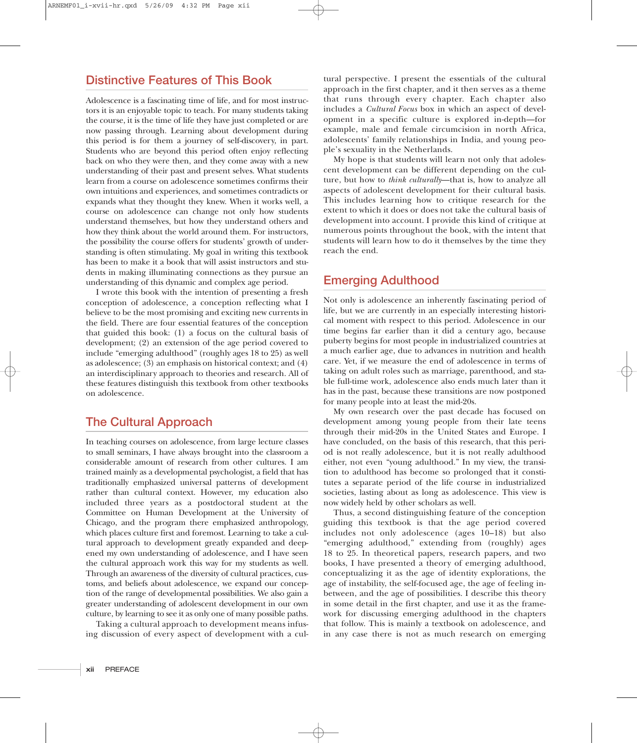## Distinctive Features of This Book

Adolescence is a fascinating time of life, and for most instructors it is an enjoyable topic to teach. For many students taking the course, it is the time of life they have just completed or are now passing through. Learning about development during this period is for them a journey of self-discovery, in part. Students who are beyond this period often enjoy reflecting back on who they were then, and they come away with a new understanding of their past and present selves. What students learn from a course on adolescence sometimes confirms their own intuitions and experiences, and sometimes contradicts or expands what they thought they knew. When it works well, a course on adolescence can change not only how students understand themselves, but how they understand others and how they think about the world around them. For instructors, the possibility the course offers for students' growth of understanding is often stimulating. My goal in writing this textbook has been to make it a book that will assist instructors and students in making illuminating connections as they pursue an understanding of this dynamic and complex age period.

I wrote this book with the intention of presenting a fresh conception of adolescence, a conception reflecting what I believe to be the most promising and exciting new currents in the field. There are four essential features of the conception that guided this book: (1) a focus on the cultural basis of development; (2) an extension of the age period covered to include "emerging adulthood" (roughly ages 18 to 25) as well as adolescence; (3) an emphasis on historical context; and (4) an interdisciplinary approach to theories and research. All of these features distinguish this textbook from other textbooks on adolescence.

## The Cultural Approach

In teaching courses on adolescence, from large lecture classes to small seminars, I have always brought into the classroom a considerable amount of research from other cultures. I am trained mainly as a developmental psychologist, a field that has traditionally emphasized universal patterns of development rather than cultural context. However, my education also included three years as a postdoctoral student at the Committee on Human Development at the University of Chicago, and the program there emphasized anthropology, which places culture first and foremost. Learning to take a cultural approach to development greatly expanded and deepened my own understanding of adolescence, and I have seen the cultural approach work this way for my students as well. Through an awareness of the diversity of cultural practices, customs, and beliefs about adolescence, we expand our conception of the range of developmental possibilities. We also gain a greater understanding of adolescent development in our own culture, by learning to see it as only one of many possible paths.

Taking a cultural approach to development means infusing discussion of every aspect of development with a cultural perspective. I present the essentials of the cultural approach in the first chapter, and it then serves as a theme that runs through every chapter. Each chapter also includes a *Cultural Focus* box in which an aspect of development in a specific culture is explored in-depth—for example, male and female circumcision in north Africa, adolescents' family relationships in India, and young people's sexuality in the Netherlands.

My hope is that students will learn not only that adolescent development can be different depending on the culture, but how to *think culturally*—that is, how to analyze all aspects of adolescent development for their cultural basis. This includes learning how to critique research for the extent to which it does or does not take the cultural basis of development into account. I provide this kind of critique at numerous points throughout the book, with the intent that students will learn how to do it themselves by the time they reach the end.

## Emerging Adulthood

Not only is adolescence an inherently fascinating period of life, but we are currently in an especially interesting historical moment with respect to this period. Adolescence in our time begins far earlier than it did a century ago, because puberty begins for most people in industrialized countries at a much earlier age, due to advances in nutrition and health care. Yet, if we measure the end of adolescence in terms of taking on adult roles such as marriage, parenthood, and stable full-time work, adolescence also ends much later than it has in the past, because these transitions are now postponed for many people into at least the mid-20s.

My own research over the past decade has focused on development among young people from their late teens through their mid-20s in the United States and Europe. I have concluded, on the basis of this research, that this period is not really adolescence, but it is not really adulthood either, not even "young adulthood." In my view, the transition to adulthood has become so prolonged that it constitutes a separate period of the life course in industrialized societies, lasting about as long as adolescence. This view is now widely held by other scholars as well.

Thus, a second distinguishing feature of the conception guiding this textbook is that the age period covered includes not only adolescence (ages 10–18) but also "emerging adulthood," extending from (roughly) ages 18 to 25. In theoretical papers, research papers, and two books, I have presented a theory of emerging adulthood, conceptualizing it as the age of identity explorations, the age of instability, the self-focused age, the age of feeling in-between, and the age of possibilities. I describe this theory in some detail in the first chapter, and use it as the framework for discussing emerging adulthood in the chapters that follow. This is mainly a textbook on adolescence, and in any case there is not as much research on emerging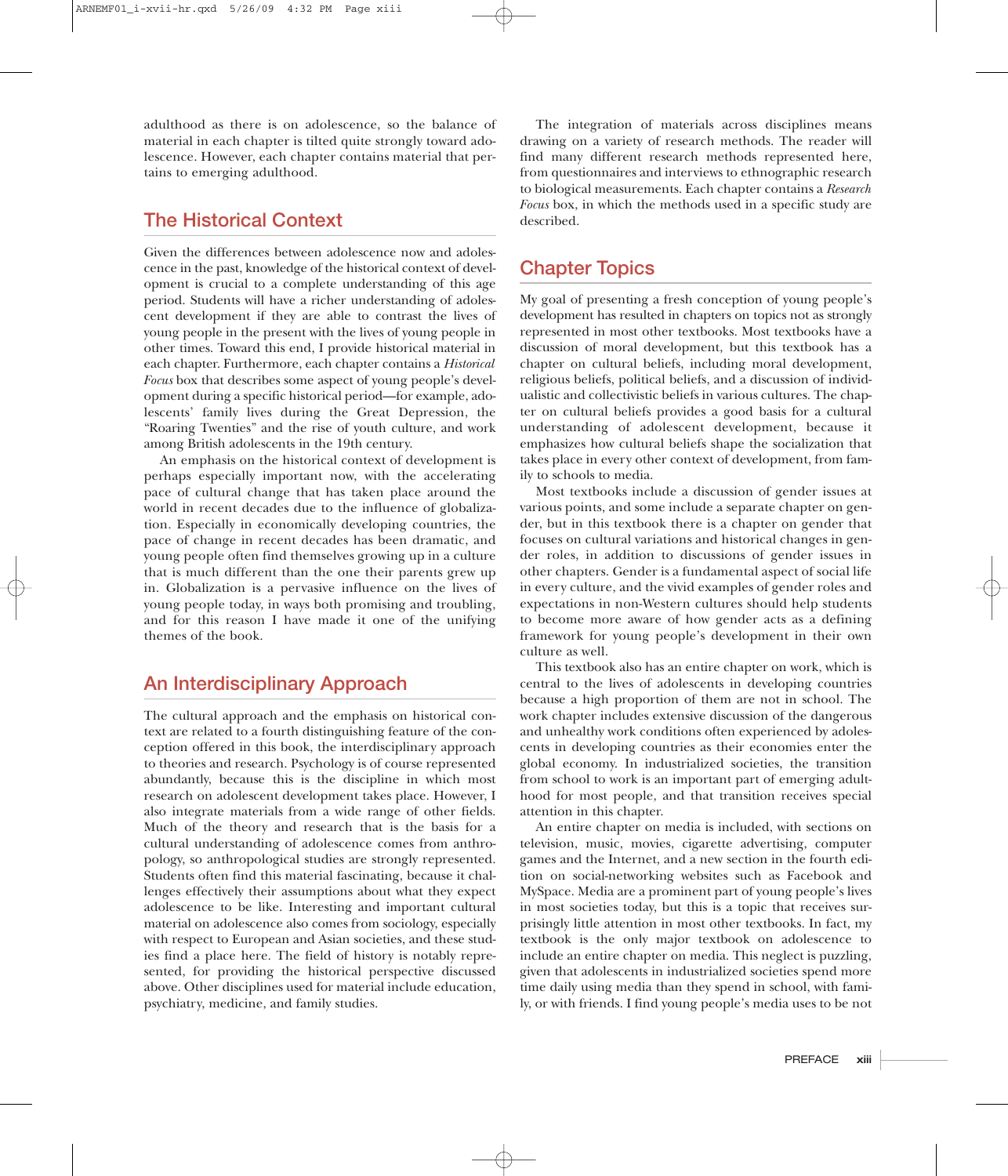adulthood as there is on adolescence, so the balance of material in each chapter is tilted quite strongly toward adolescence. However, each chapter contains material that pertains to emerging adulthood.

## The Historical Context

Given the differences between adolescence now and adolescence in the past, knowledge of the historical context of development is crucial to a complete understanding of this age period. Students will have a richer understanding of adolescent development if they are able to contrast the lives of young people in the present with the lives of young people in other times. Toward this end, I provide historical material in each chapter. Furthermore, each chapter contains a *Historical Focus* box that describes some aspect of young people's development during a specific historical period—for example, adolescents' family lives during the Great Depression, the "Roaring Twenties" and the rise of youth culture, and work among British adolescents in the 19th century.

An emphasis on the historical context of development is perhaps especially important now, with the accelerating pace of cultural change that has taken place around the world in recent decades due to the influence of globalization. Especially in economically developing countries, the pace of change in recent decades has been dramatic, and young people often find themselves growing up in a culture that is much different than the one their parents grew up in. Globalization is a pervasive influence on the lives of young people today, in ways both promising and troubling, and for this reason I have made it one of the unifying themes of the book.

## An Interdisciplinary Approach

The cultural approach and the emphasis on historical context are related to a fourth distinguishing feature of the conception offered in this book, the interdisciplinary approach to theories and research. Psychology is of course represented abundantly, because this is the discipline in which most research on adolescent development takes place. However, I also integrate materials from a wide range of other fields. Much of the theory and research that is the basis for a cultural understanding of adolescence comes from anthropology, so anthropological studies are strongly represented. Students often find this material fascinating, because it challenges effectively their assumptions about what they expect adolescence to be like. Interesting and important cultural material on adolescence also comes from sociology, especially with respect to European and Asian societies, and these studies find a place here. The field of history is notably represented, for providing the historical perspective discussed above. Other disciplines used for material include education, psychiatry, medicine, and family studies.

The integration of materials across disciplines means drawing on a variety of research methods. The reader will find many different research methods represented here, from questionnaires and interviews to ethnographic research to biological measurements. Each chapter contains a *Research Focus* box, in which the methods used in a specific study are described.

## Chapter Topics

My goal of presenting a fresh conception of young people's development has resulted in chapters on topics not as strongly represented in most other textbooks. Most textbooks have a discussion of moral development, but this textbook has a chapter on cultural beliefs, including moral development, religious beliefs, political beliefs, and a discussion of individualistic and collectivistic beliefs in various cultures. The chapter on cultural beliefs provides a good basis for a cultural understanding of adolescent development, because it emphasizes how cultural beliefs shape the socialization that takes place in every other context of development, from family to schools to media.

Most textbooks include a discussion of gender issues at various points, and some include a separate chapter on gender, but in this textbook there is a chapter on gender that focuses on cultural variations and historical changes in gender roles, in addition to discussions of gender issues in other chapters. Gender is a fundamental aspect of social life in every culture, and the vivid examples of gender roles and expectations in non-Western cultures should help students to become more aware of how gender acts as a defining framework for young people's development in their own culture as well.

This textbook also has an entire chapter on work, which is central to the lives of adolescents in developing countries because a high proportion of them are not in school. The work chapter includes extensive discussion of the dangerous and unhealthy work conditions often experienced by adolescents in developing countries as their economies enter the global economy. In industrialized societies, the transition from school to work is an important part of emerging adulthood for most people, and that transition receives special attention in this chapter.

An entire chapter on media is included, with sections on television, music, movies, cigarette advertising, computer games and the Internet, and a new section in the fourth edition on social-networking websites such as Facebook and MySpace. Media are a prominent part of young people's lives in most societies today, but this is a topic that receives surprisingly little attention in most other textbooks. In fact, my textbook is the only major textbook on adolescence to include an entire chapter on media. This neglect is puzzling, given that adolescents in industrialized societies spend more time daily using media than they spend in school, with family, or with friends. I find young people's media uses to be not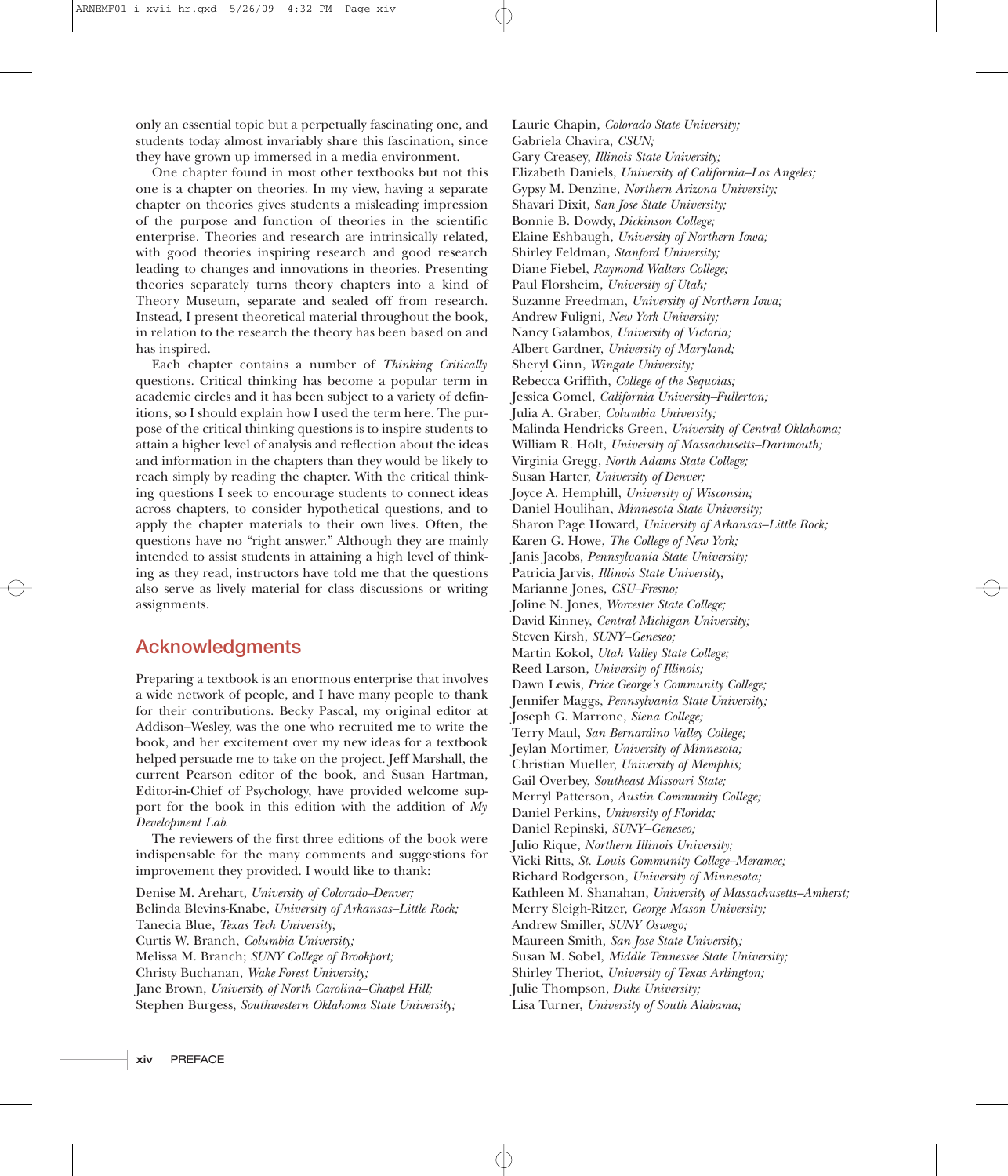only an essential topic but a perpetually fascinating one, and students today almost invariably share this fascination, since they have grown up immersed in a media environment.

One chapter found in most other textbooks but not this one is a chapter on theories. In my view, having a separate chapter on theories gives students a misleading impression of the purpose and function of theories in the scientific enterprise. Theories and research are intrinsically related, with good theories inspiring research and good research leading to changes and innovations in theories. Presenting theories separately turns theory chapters into a kind of Theory Museum, separate and sealed off from research. Instead, I present theoretical material throughout the book, in relation to the research the theory has been based on and has inspired.

Each chapter contains a number of *Thinking Critically* questions. Critical thinking has become a popular term in academic circles and it has been subject to a variety of definitions, so I should explain how I used the term here. The purpose of the critical thinking questions is to inspire students to attain a higher level of analysis and reflection about the ideas and information in the chapters than they would be likely to reach simply by reading the chapter. With the critical thinking questions I seek to encourage students to connect ideas across chapters, to consider hypothetical questions, and to apply the chapter materials to their own lives. Often, the questions have no "right answer." Although they are mainly intended to assist students in attaining a high level of thinking as they read, instructors have told me that the questions also serve as lively material for class discussions or writing assignments.

## Acknowledgments

Preparing a textbook is an enormous enterprise that involves a wide network of people, and I have many people to thank for their contributions. Becky Pascal, my original editor at Addison–Wesley, was the one who recruited me to write the book, and her excitement over my new ideas for a textbook helped persuade me to take on the project. Jeff Marshall, the current Pearson editor of the book, and Susan Hartman, Editor-in-Chief of Psychology, have provided welcome support for the book in this edition with the addition of *My Development Lab*.

The reviewers of the first three editions of the book were indispensable for the many comments and suggestions for improvement they provided. I would like to thank:

Denise M. Arehart, *University of Colorado–Denver;*
Belinda Blevins-Knabe, *University of Arkansas–Little Rock;*
Tanecia Blue, *Texas Tech University;*
Curtis W. Branch, *Columbia University;*
Melissa M. Branch; *SUNY College of Brookport;*
Christy Buchanan, *Wake Forest University;*
Jane Brown, *University of North Carolina–Chapel Hill;*
Stephen Burgess, *Southwestern Oklahoma State University;*
Laurie Chapin, *Colorado State University;*
Gabriela Chavira, *CSUN;*
Gary Creasey, *Illinois State University;*
Elizabeth Daniels, *University of California–Los Angeles;*
Gypsy M. Denzine, *Northern Arizona University;*
Shavari Dixit, *San Jose State University;*
Bonnie B. Dowdy, *Dickinson College;*
Elaine Eshbaugh, *University of Northern Iowa;*
Shirley Feldman, *Stanford University;*
Diane Fiebel, *Raymond Walters College;*
Paul Florsheim, *University of Utah;*
Suzanne Freedman, *University of Northern Iowa;*
Andrew Fuligni, *New York University;*
Nancy Galambos, *University of Victoria;*
Albert Gardner, *University of Maryland;*
Sheryl Ginn, *Wingate University;*
Rebecca Griffith, *College of the Sequoias;*
Jessica Gomel, *California University–Fullerton;*
Julia A. Graber, *Columbia University;*
Malinda Hendricks Green, *University of Central Oklahoma;*
William R. Holt, *University of Massachusetts–Dartmouth;*
Virginia Gregg, *North Adams State College;*
Susan Harter, *University of Denver;*
Joyce A. Hemphill, *University of Wisconsin;*
Daniel Houlihan, *Minnesota State University;*
Sharon Page Howard, *University of Arkansas–Little Rock;*
Karen G. Howe, *The College of New York;*
Janis Jacobs, *Pennsylvania State University;*
Patricia Jarvis, *Illinois State University;*
Marianne Jones, *CSU–Fresno;*
Joline N. Jones, *Worcester State College;*
David Kinney, *Central Michigan University;*
Steven Kirsh, *SUNY–Geneseo;*
Martin Kokol, *Utah Valley State College;*
Reed Larson, *University of Illinois;*
Dawn Lewis, *Price George's Community College;*
Jennifer Maggs, *Pennsylvania State University;*
Joseph G. Marrone, *Siena College;*
Terry Maul, *San Bernardino Valley College;*
Jeylan Mortimer, *University of Minnesota;*
Christian Mueller, *University of Memphis;*
Gail Overbey, *Southeast Missouri State;*
Merryl Patterson, *Austin Community College;*
Daniel Perkins, *University of Florida;*
Daniel Repinski, *SUNY–Geneseo;*
Julio Rique, *Northern Illinois University;*
Vicki Ritts, *St. Louis Community College–Meramec;*
Richard Rodgerson, *University of Minnesota;*
Kathleen M. Shanahan, *University of Massachusetts–Amherst;*
Merry Sleigh-Ritzer, *George Mason University;*
Andrew Smiller, *SUNY Oswego;*
Maureen Smith, *San Jose State University;*
Susan M. Sobel, *Middle Tennessee State University;*
Shirley Theriot, *University of Texas Arlington;*
Julie Thompson, *Duke University;*
Lisa Turner, *University of South Alabama;*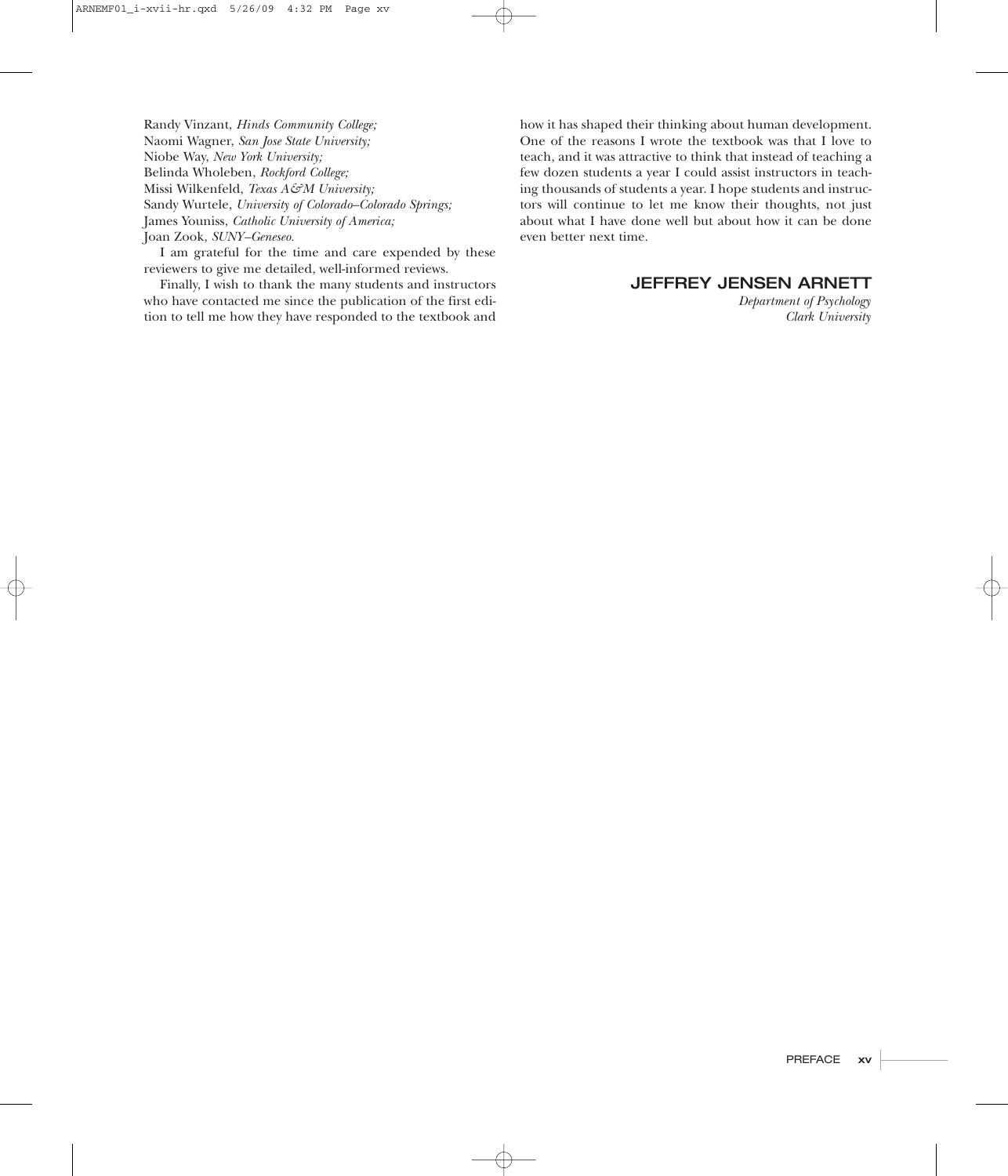Randy Vinzant, *Hinds Community College;*
Naomi Wagner, *San Jose State University;*
Niobe Way, *New York University;*
Belinda Wholeben, *Rockford College;*
Missi Wilkenfeld, *Texas A&M University;*
Sandy Wurtele, *University of Colorado–Colorado Springs;*
James Youniss, *Catholic University of America;*
Joan Zook, *SUNY–Geneseo.*

I am grateful for the time and care expended by these reviewers to give me detailed, well-informed reviews.

Finally, I wish to thank the many students and instructors who have contacted me since the publication of the first edition to tell me how they have responded to the textbook and how it has shaped their thinking about human development. One of the reasons I wrote the textbook was that I love to teach, and it was attractive to think that instead of teaching a few dozen students a year I could assist instructors in teaching thousands of students a year. I hope students and instructors will continue to let me know their thoughts, not just about what I have done well but about how it can be done even better next time.

**JEFFREY JENSEN ARNETT**
*Department of Psychology*
*Clark University*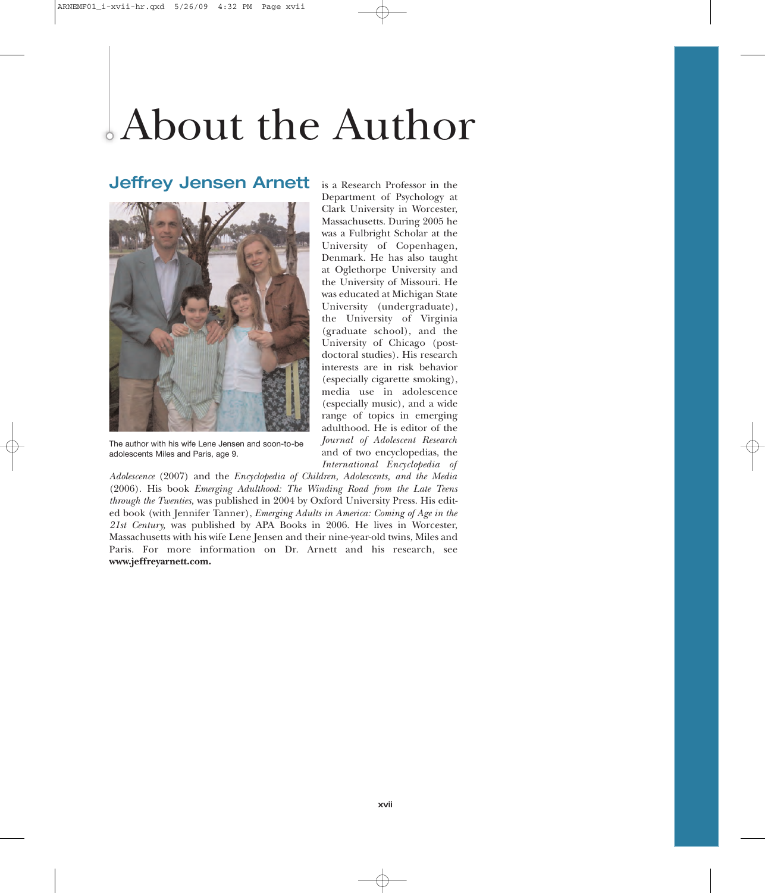# About the Author

## Jeffrey Jensen Arnett

The author with his wife Lene Jensen and soon-to-be adolescents Miles and Paris, age 9.

**Jeffrey Jensen Arnett** is a Research Professor in the Department of Psychology at Clark University in Worcester, Massachusetts. During 2005 he was a Fulbright Scholar at the University of Copenhagen, Denmark. He has also taught at Oglethorpe University and the University of Missouri. He was educated at Michigan State University (undergraduate), the University of Virginia (graduate school), and the University of Chicago (post-doctoral studies). His research interests are in risk behavior (especially cigarette smoking), media use in adolescence (especially music), and a wide range of topics in emerging adulthood. He is editor of the *Journal of Adolescent Research* and of two encyclopedias, the *International Encyclopedia of Adolescence* (2007) and the *Encyclopedia of Children, Adolescents, and the Media* (2006). His book *Emerging Adulthood: The Winding Road from the Late Teens through the Twenties,* was published in 2004 by Oxford University Press. His edited book (with Jennifer Tanner), *Emerging Adults in America: Coming of Age in the 21st Century,* was published by APA Books in 2006. He lives in Worcester, Massachusetts with his wife Lene Jensen and their nine-year-old twins, Miles and Paris. For more information on Dr. Arnett and his research, see **www.jeffreyarnett.com.**